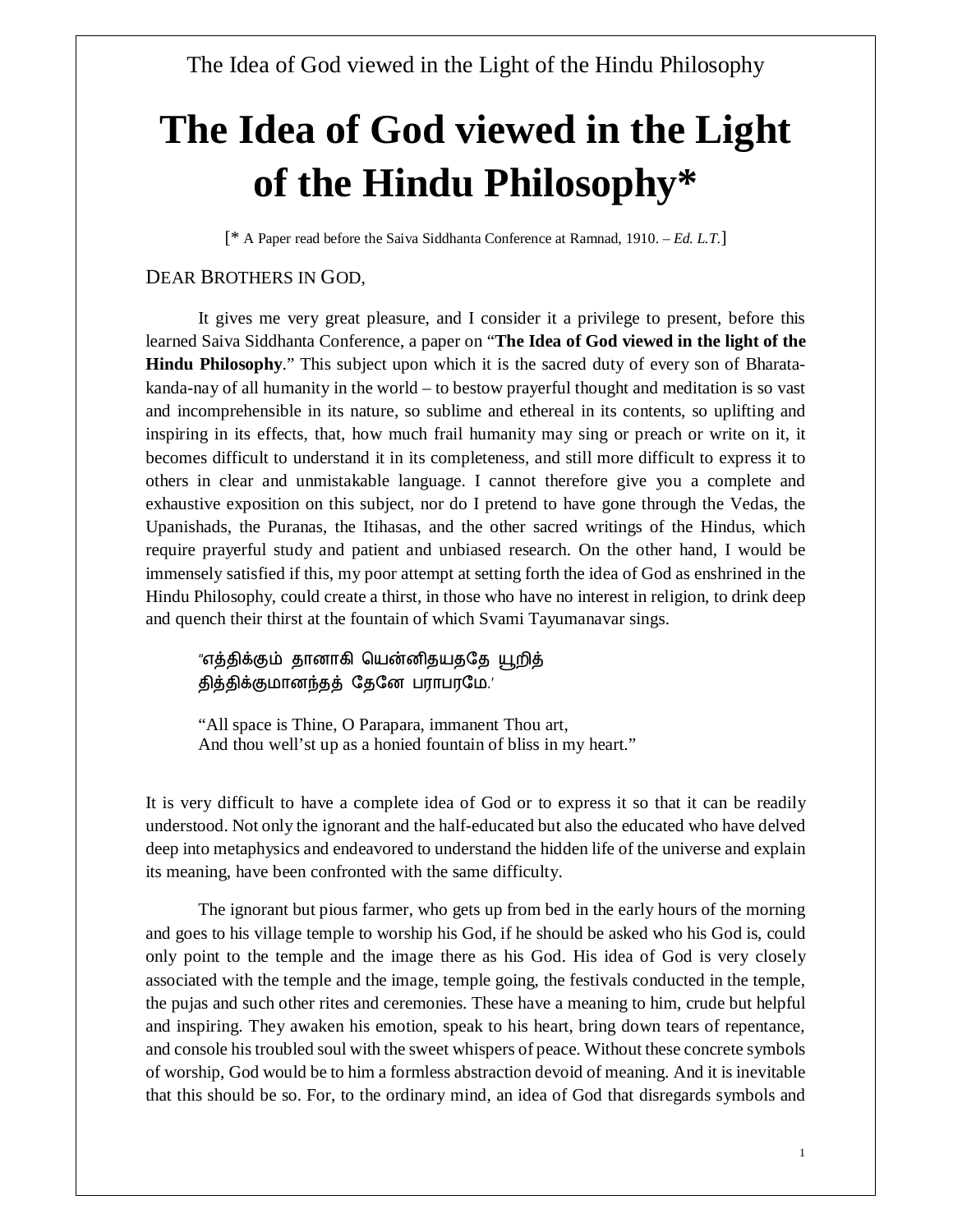# The Idea of God viewed in the Light of the Hindu Philosophy*

[* A Paper read before the Saiva Siddhanta Conference at Ramnad, 1910. – *Ed. L.T.*]

DEAR BROTHERS IN GOD,

It gives me very great pleasure, and I consider it a privilege to present, before this learned Saiva Siddhanta Conference, a paper on "**The Idea of God viewed in the light of the Hindu Philosophy**." This subject upon which it is the sacred duty of every son of Bharata-kanda-nay of all humanity in the world – to bestow prayerful thought and meditation is so vast and incomprehensible in its nature, so sublime and ethereal in its contents, so uplifting and inspiring in its effects, that, how much frail humanity may sing or preach or write on it, it becomes difficult to understand it in its completeness, and still more difficult to express it to others in clear and unmistakable language. I cannot therefore give you a complete and exhaustive exposition on this subject, nor do I pretend to have gone through the Vedas, the Upanishads, the Puranas, the Itihasas, and the other sacred writings of the Hindus, which require prayerful study and patient and unbiased research. On the other hand, I would be immensely satisfied if this, my poor attempt at setting forth the idea of God as enshrined in the Hindu Philosophy, could create a thirst, in those who have no interest in religion, to drink deep and quench their thirst at the fountain of which Svami Tayumanavar sings.

> "எத்திக்கும் தானாகி யென்னிதயததே யூறித்
> தித்திக்குமானந்தத் தேனே பராபரமே.'
>
> "All space is Thine, O Parapara, immanent Thou art,
> And thou well'st up as a honied fountain of bliss in my heart."

It is very difficult to have a complete idea of God or to express it so that it can be readily understood. Not only the ignorant and the half-educated but also the educated who have delved deep into metaphysics and endeavored to understand the hidden life of the universe and explain its meaning, have been confronted with the same difficulty.

The ignorant but pious farmer, who gets up from bed in the early hours of the morning and goes to his village temple to worship his God, if he should be asked who his God is, could only point to the temple and the image there as his God. His idea of God is very closely associated with the temple and the image, temple going, the festivals conducted in the temple, the pujas and such other rites and ceremonies. These have a meaning to him, crude but helpful and inspiring. They awaken his emotion, speak to his heart, bring down tears of repentance, and console his troubled soul with the sweet whispers of peace. Without these concrete symbols of worship, God would be to him a formless abstraction devoid of meaning. And it is inevitable that this should be so. For, to the ordinary mind, an idea of God that disregards symbols and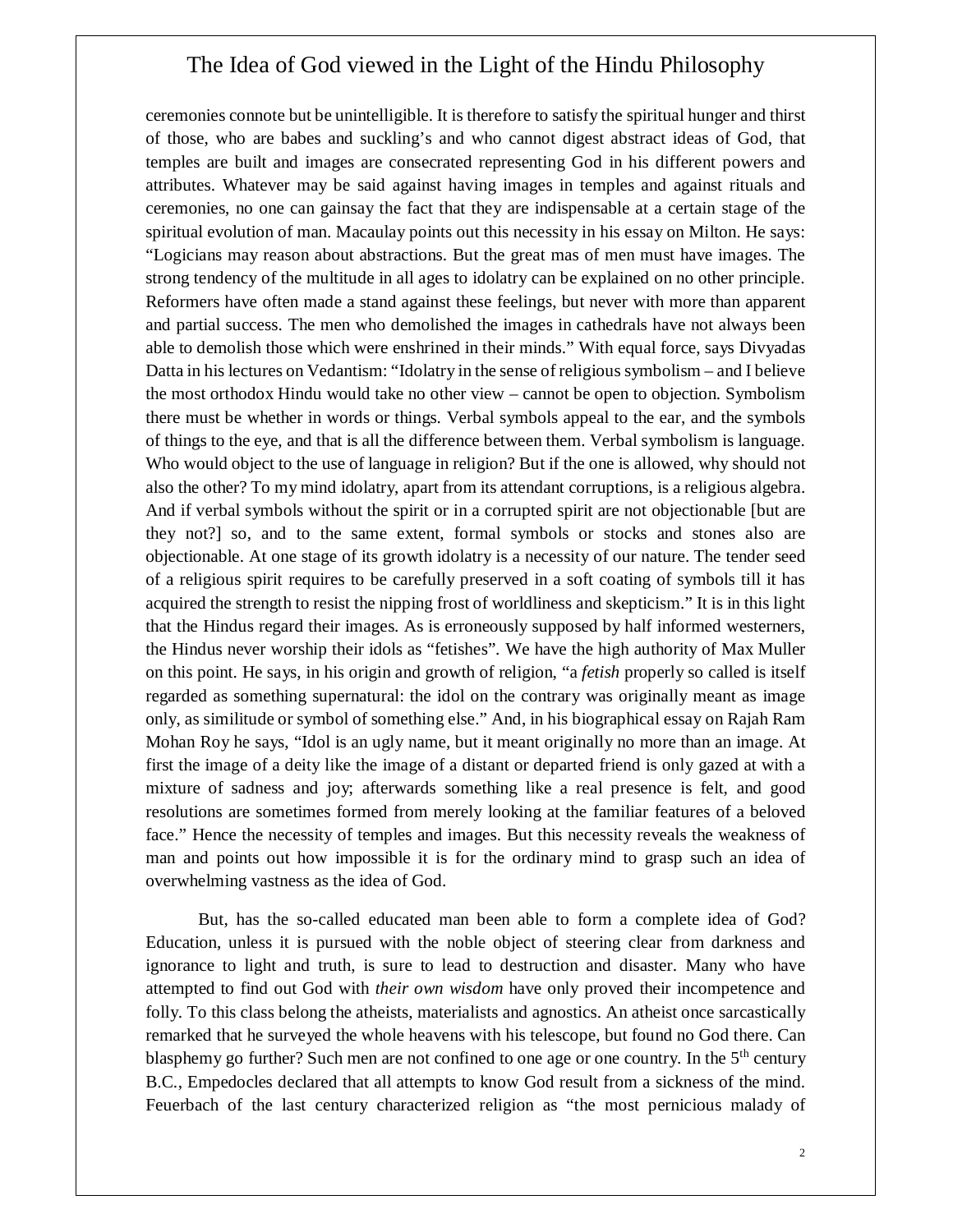ceremonies connote but be unintelligible. It is therefore to satisfy the spiritual hunger and thirst of those, who are babes and suckling's and who cannot digest abstract ideas of God, that temples are built and images are consecrated representing God in his different powers and attributes. Whatever may be said against having images in temples and against rituals and ceremonies, no one can gainsay the fact that they are indispensable at a certain stage of the spiritual evolution of man. Macaulay points out this necessity in his essay on Milton. He says: "Logicians may reason about abstractions. But the great mas of men must have images. The strong tendency of the multitude in all ages to idolatry can be explained on no other principle. Reformers have often made a stand against these feelings, but never with more than apparent and partial success. The men who demolished the images in cathedrals have not always been able to demolish those which were enshrined in their minds." With equal force, says Divyadas Datta in his lectures on Vedantism: "Idolatry in the sense of religious symbolism – and I believe the most orthodox Hindu would take no other view – cannot be open to objection. Symbolism there must be whether in words or things. Verbal symbols appeal to the ear, and the symbols of things to the eye, and that is all the difference between them. Verbal symbolism is language. Who would object to the use of language in religion? But if the one is allowed, why should not also the other? To my mind idolatry, apart from its attendant corruptions, is a religious algebra. And if verbal symbols without the spirit or in a corrupted spirit are not objectionable [but are they not?] so, and to the same extent, formal symbols or stocks and stones also are objectionable. At one stage of its growth idolatry is a necessity of our nature. The tender seed of a religious spirit requires to be carefully preserved in a soft coating of symbols till it has acquired the strength to resist the nipping frost of worldliness and skepticism." It is in this light that the Hindus regard their images. As is erroneously supposed by half informed westerners, the Hindus never worship their idols as "fetishes". We have the high authority of Max Muller on this point. He says, in his origin and growth of religion, "a *fetish* properly so called is itself regarded as something supernatural: the idol on the contrary was originally meant as image only, as similitude or symbol of something else." And, in his biographical essay on Rajah Ram Mohan Roy he says, "Idol is an ugly name, but it meant originally no more than an image. At first the image of a deity like the image of a distant or departed friend is only gazed at with a mixture of sadness and joy; afterwards something like a real presence is felt, and good resolutions are sometimes formed from merely looking at the familiar features of a beloved face." Hence the necessity of temples and images. But this necessity reveals the weakness of man and points out how impossible it is for the ordinary mind to grasp such an idea of overwhelming vastness as the idea of God.

But, has the so-called educated man been able to form a complete idea of God? Education, unless it is pursued with the noble object of steering clear from darkness and ignorance to light and truth, is sure to lead to destruction and disaster. Many who have attempted to find out God with *their own wisdom* have only proved their incompetence and folly. To this class belong the atheists, materialists and agnostics. An atheist once sarcastically remarked that he surveyed the whole heavens with his telescope, but found no God there. Can blasphemy go further? Such men are not confined to one age or one country. In the 5th century B.C., Empedocles declared that all attempts to know God result from a sickness of the mind. Feuerbach of the last century characterized religion as "the most pernicious malady of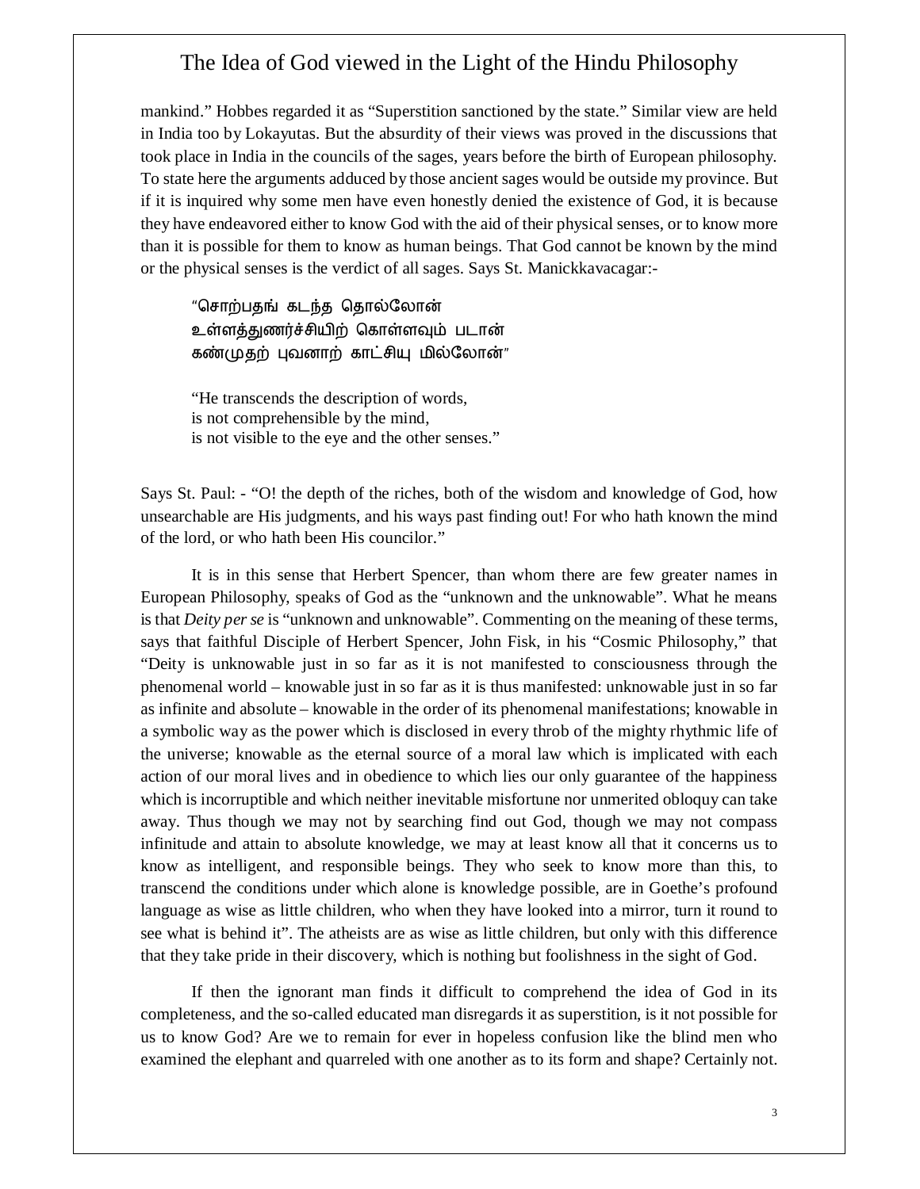mankind." Hobbes regarded it as "Superstition sanctioned by the state." Similar view are held in India too by Lokayutas. But the absurdity of their views was proved in the discussions that took place in India in the councils of the sages, years before the birth of European philosophy. To state here the arguments adduced by those ancient sages would be outside my province. But if it is inquired why some men have even honestly denied the existence of God, it is because they have endeavored either to know God with the aid of their physical senses, or to know more than it is possible for them to know as human beings. That God cannot be known by the mind or the physical senses is the verdict of all sages. Says St. Manickkavacagar:-

> "சொற்பதங் கடந்த தொல்லோன்
> உள்ளத்துணர்ச்சியிற் கொள்ளவும் படான்
> கண்முதற் புவனாற் காட்சியு மில்லோன்"
>
> "He transcends the description of words,
> is not comprehensible by the mind,
> is not visible to the eye and the other senses."

Says St. Paul: - "O! the depth of the riches, both of the wisdom and knowledge of God, how unsearchable are His judgments, and his ways past finding out! For who hath known the mind of the lord, or who hath been His councilor."

It is in this sense that Herbert Spencer, than whom there are few greater names in European Philosophy, speaks of God as the "unknown and the unknowable". What he means is that *Deity per se* is "unknown and unknowable". Commenting on the meaning of these terms, says that faithful Disciple of Herbert Spencer, John Fisk, in his "Cosmic Philosophy," that "Deity is unknowable just in so far as it is not manifested to consciousness through the phenomenal world – knowable just in so far as it is thus manifested: unknowable just in so far as infinite and absolute – knowable in the order of its phenomenal manifestations; knowable in a symbolic way as the power which is disclosed in every throb of the mighty rhythmic life of the universe; knowable as the eternal source of a moral law which is implicated with each action of our moral lives and in obedience to which lies our only guarantee of the happiness which is incorruptible and which neither inevitable misfortune nor unmerited obloquy can take away. Thus though we may not by searching find out God, though we may not compass infinitude and attain to absolute knowledge, we may at least know all that it concerns us to know as intelligent, and responsible beings. They who seek to know more than this, to transcend the conditions under which alone is knowledge possible, are in Goethe's profound language as wise as little children, who when they have looked into a mirror, turn it round to see what is behind it". The atheists are as wise as little children, but only with this difference that they take pride in their discovery, which is nothing but foolishness in the sight of God.

If then the ignorant man finds it difficult to comprehend the idea of God in its completeness, and the so-called educated man disregards it as superstition, is it not possible for us to know God? Are we to remain for ever in hopeless confusion like the blind men who examined the elephant and quarreled with one another as to its form and shape? Certainly not.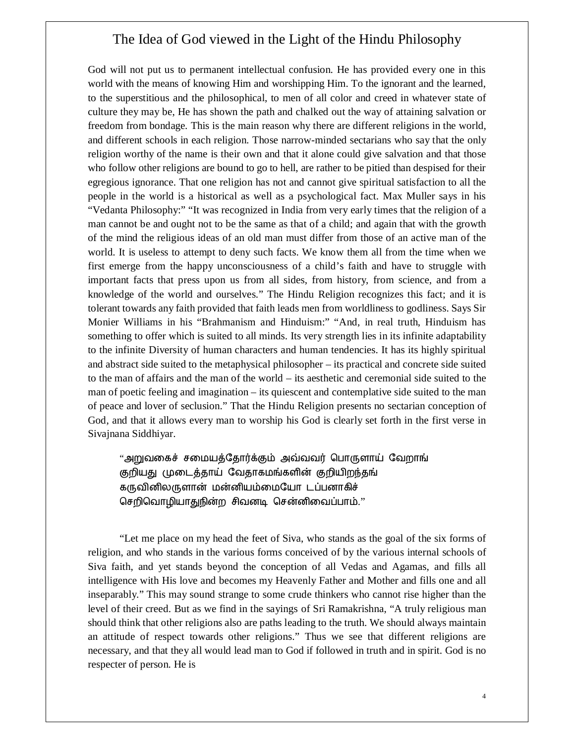# The Idea of God viewed in the Light of the Hindu Philosophy

God will not put us to permanent intellectual confusion. He has provided every one in this world with the means of knowing Him and worshipping Him. To the ignorant and the learned, to the superstitious and the philosophical, to men of all color and creed in whatever state of culture they may be, He has shown the path and chalked out the way of attaining salvation or freedom from bondage. This is the main reason why there are different religions in the world, and different schools in each religion. Those narrow-minded sectarians who say that the only religion worthy of the name is their own and that it alone could give salvation and that those who follow other religions are bound to go to hell, are rather to be pitied than despised for their egregious ignorance. That one religion has not and cannot give spiritual satisfaction to all the people in the world is a historical as well as a psychological fact. Max Muller says in his "Vedanta Philosophy:" "It was recognized in India from very early times that the religion of a man cannot be and ought not to be the same as that of a child; and again that with the growth of the mind the religious ideas of an old man must differ from those of an active man of the world. It is useless to attempt to deny such facts. We know them all from the time when we first emerge from the happy unconsciousness of a child's faith and have to struggle with important facts that press upon us from all sides, from history, from science, and from a knowledge of the world and ourselves." The Hindu Religion recognizes this fact; and it is tolerant towards any faith provided that faith leads men from worldliness to godliness. Says Sir Monier Williams in his "Brahmanism and Hinduism:" "And, in real truth, Hinduism has something to offer which is suited to all minds. Its very strength lies in its infinite adaptability to the infinite Diversity of human characters and human tendencies. It has its highly spiritual and abstract side suited to the metaphysical philosopher – its practical and concrete side suited to the man of affairs and the man of the world – its aesthetic and ceremonial side suited to the man of poetic feeling and imagination – its quiescent and contemplative side suited to the man of peace and lover of seclusion." That the Hindu Religion presents no sectarian conception of God, and that it allows every man to worship his God is clearly set forth in the first verse in Sivajnana Siddhiyar.

> "அறுவகைச் சமையத்தோர்க்கும் அவ்வவர் பொருளாய் வேறாங்
> குறியது முடைத்தாய் வேதாகமங்களின் குறியிறந்தங்
> கருவினிலருளான் மன்னியம்மையோ டப்பனாகிச்
> செறிவொழியாதுநின்ற சிவனடி சென்னிவைப்பாம்."

"Let me place on my head the feet of Siva, who stands as the goal of the six forms of religion, and who stands in the various forms conceived of by the various internal schools of Siva faith, and yet stands beyond the conception of all Vedas and Agamas, and fills all intelligence with His love and becomes my Heavenly Father and Mother and fills one and all inseparably." This may sound strange to some crude thinkers who cannot rise higher than the level of their creed. But as we find in the sayings of Sri Ramakrishna, "A truly religious man should think that other religions also are paths leading to the truth. We should always maintain an attitude of respect towards other religions." Thus we see that different religions are necessary, and that they all would lead man to God if followed in truth and in spirit. God is no respecter of person. He is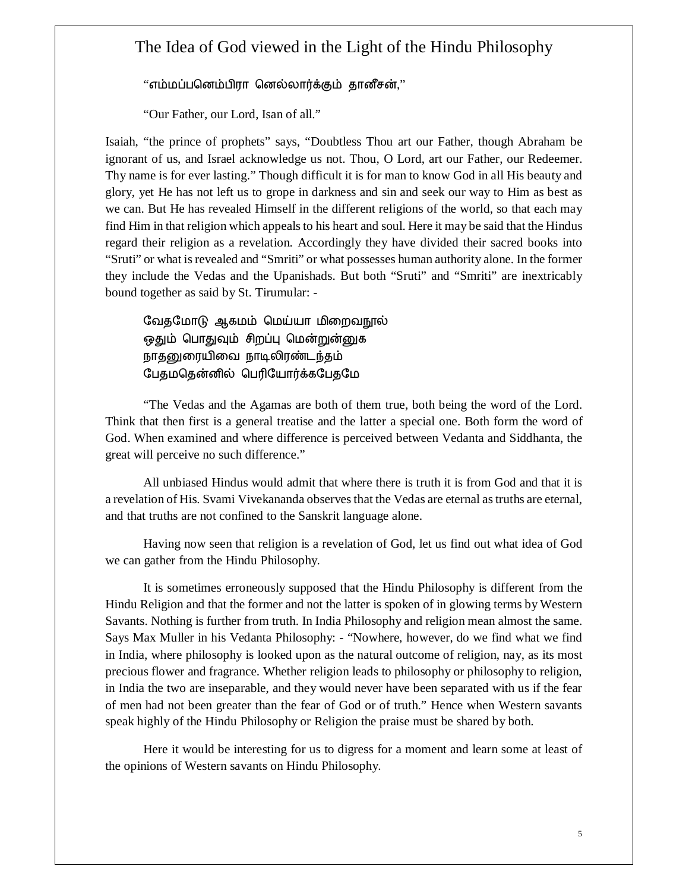# The Idea of God viewed in the Light of the Hindu Philosophy

"எம்மப்பனெம்பிரா னெல்லார்க்கும் தானீசன்,"

"Our Father, our Lord, Isan of all."

Isaiah, "the prince of prophets" says, "Doubtless Thou art our Father, though Abraham be ignorant of us, and Israel acknowledge us not. Thou, O Lord, art our Father, our Redeemer. Thy name is for ever lasting." Though difficult it is for man to know God in all His beauty and glory, yet He has not left us to grope in darkness and sin and seek our way to Him as best as we can. But He has revealed Himself in the different religions of the world, so that each may find Him in that religion which appeals to his heart and soul. Here it may be said that the Hindus regard their religion as a revelation. Accordingly they have divided their sacred books into "Sruti" or what is revealed and "Smriti" or what possesses human authority alone. In the former they include the Vedas and the Upanishads. But both "Sruti" and "Smriti" are inextricably bound together as said by St. Tirumular: -

வேதமோடு ஆகமம் மெய்யா மிறைவநூல்
ஒதும் பொதுவும் சிறப்பு மென்றுன்னுக
நாதனுரையிவை நாடிலிரண்டந்தம்
பேதமதென்னில் பெரியோர்க்கபேதமே

"The Vedas and the Agamas are both of them true, both being the word of the Lord. Think that then first is a general treatise and the latter a special one. Both form the word of God. When examined and where difference is perceived between Vedanta and Siddhanta, the great will perceive no such difference."

All unbiased Hindus would admit that where there is truth it is from God and that it is a revelation of His. Svami Vivekananda observes that the Vedas are eternal as truths are eternal, and that truths are not confined to the Sanskrit language alone.

Having now seen that religion is a revelation of God, let us find out what idea of God we can gather from the Hindu Philosophy.

It is sometimes erroneously supposed that the Hindu Philosophy is different from the Hindu Religion and that the former and not the latter is spoken of in glowing terms by Western Savants. Nothing is further from truth. In India Philosophy and religion mean almost the same. Says Max Muller in his Vedanta Philosophy: - "Nowhere, however, do we find what we find in India, where philosophy is looked upon as the natural outcome of religion, nay, as its most precious flower and fragrance. Whether religion leads to philosophy or philosophy to religion, in India the two are inseparable, and they would never have been separated with us if the fear of men had not been greater than the fear of God or of truth." Hence when Western savants speak highly of the Hindu Philosophy or Religion the praise must be shared by both.

Here it would be interesting for us to digress for a moment and learn some at least of the opinions of Western savants on Hindu Philosophy.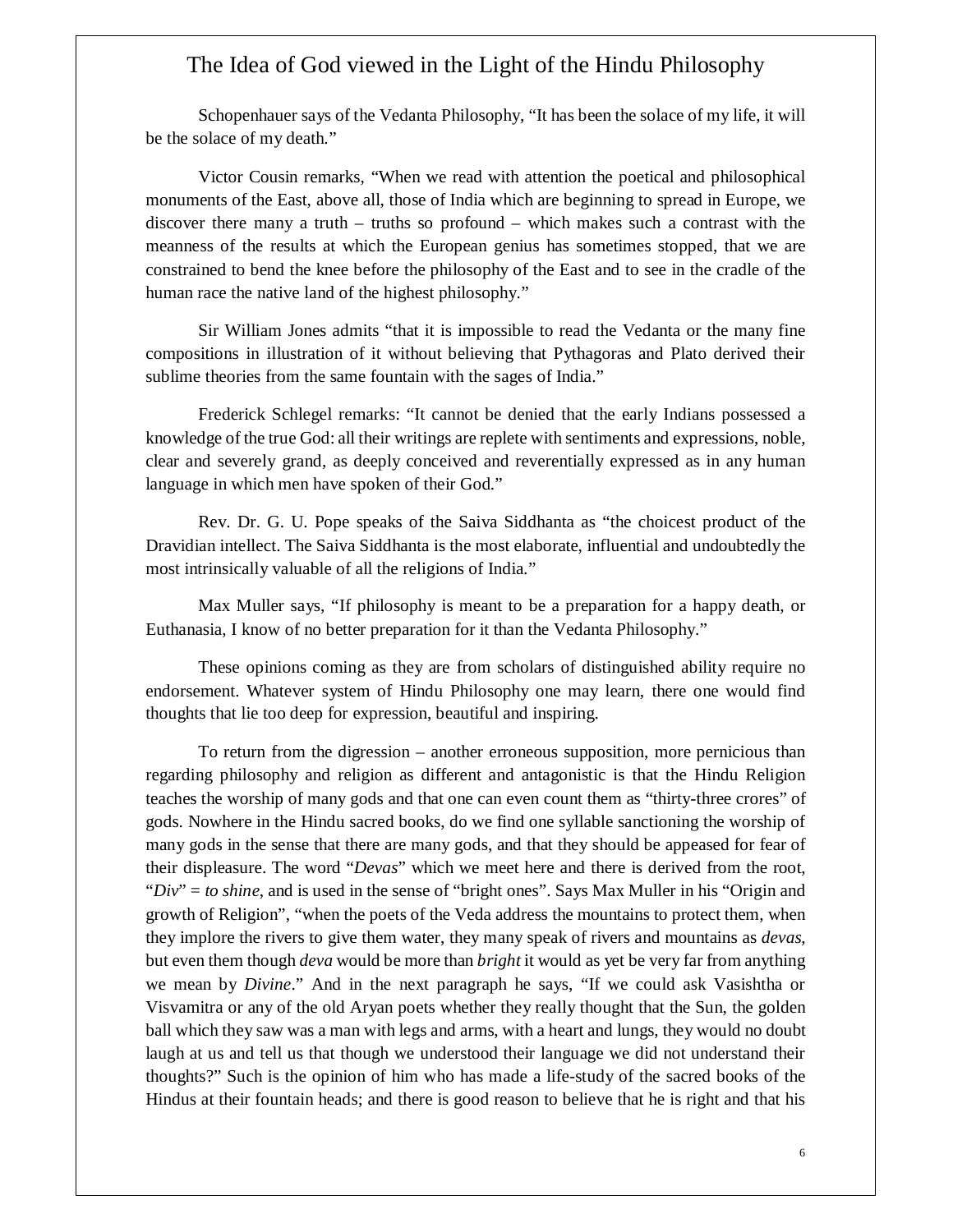# The Idea of God viewed in the Light of the Hindu Philosophy

Schopenhauer says of the Vedanta Philosophy, “It has been the solace of my life, it will be the solace of my death.”

Victor Cousin remarks, “When we read with attention the poetical and philosophical monuments of the East, above all, those of India which are beginning to spread in Europe, we discover there many a truth – truths so profound – which makes such a contrast with the meanness of the results at which the European genius has sometimes stopped, that we are constrained to bend the knee before the philosophy of the East and to see in the cradle of the human race the native land of the highest philosophy.”

Sir William Jones admits “that it is impossible to read the Vedanta or the many fine compositions in illustration of it without believing that Pythagoras and Plato derived their sublime theories from the same fountain with the sages of India.”

Frederick Schlegel remarks: “It cannot be denied that the early Indians possessed a knowledge of the true God: all their writings are replete with sentiments and expressions, noble, clear and severely grand, as deeply conceived and reverentially expressed as in any human language in which men have spoken of their God.”

Rev. Dr. G. U. Pope speaks of the Saiva Siddhanta as “the choicest product of the Dravidian intellect. The Saiva Siddhanta is the most elaborate, influential and undoubtedly the most intrinsically valuable of all the religions of India.”

Max Muller says, “If philosophy is meant to be a preparation for a happy death, or Euthanasia, I know of no better preparation for it than the Vedanta Philosophy.”

These opinions coming as they are from scholars of distinguished ability require no endorsement. Whatever system of Hindu Philosophy one may learn, there one would find thoughts that lie too deep for expression, beautiful and inspiring.

To return from the digression – another erroneous supposition, more pernicious than regarding philosophy and religion as different and antagonistic is that the Hindu Religion teaches the worship of many gods and that one can even count them as “thirty-three crores” of gods. Nowhere in the Hindu sacred books, do we find one syllable sanctioning the worship of many gods in the sense that there are many gods, and that they should be appeased for fear of their displeasure. The word “*Devas*” which we meet here and there is derived from the root, “*Div*” = *to shine*, and is used in the sense of “bright ones”. Says Max Muller in his “Origin and growth of Religion”, “when the poets of the Veda address the mountains to protect them, when they implore the rivers to give them water, they many speak of rivers and mountains as *devas*, but even them though *deva* would be more than *bright* it would as yet be very far from anything we mean by *Divine*.” And in the next paragraph he says, “If we could ask Vasishtha or Visvamitra or any of the old Aryan poets whether they really thought that the Sun, the golden ball which they saw was a man with legs and arms, with a heart and lungs, they would no doubt laugh at us and tell us that though we understood their language we did not understand their thoughts?” Such is the opinion of him who has made a life-study of the sacred books of the Hindus at their fountain heads; and there is good reason to believe that he is right and that his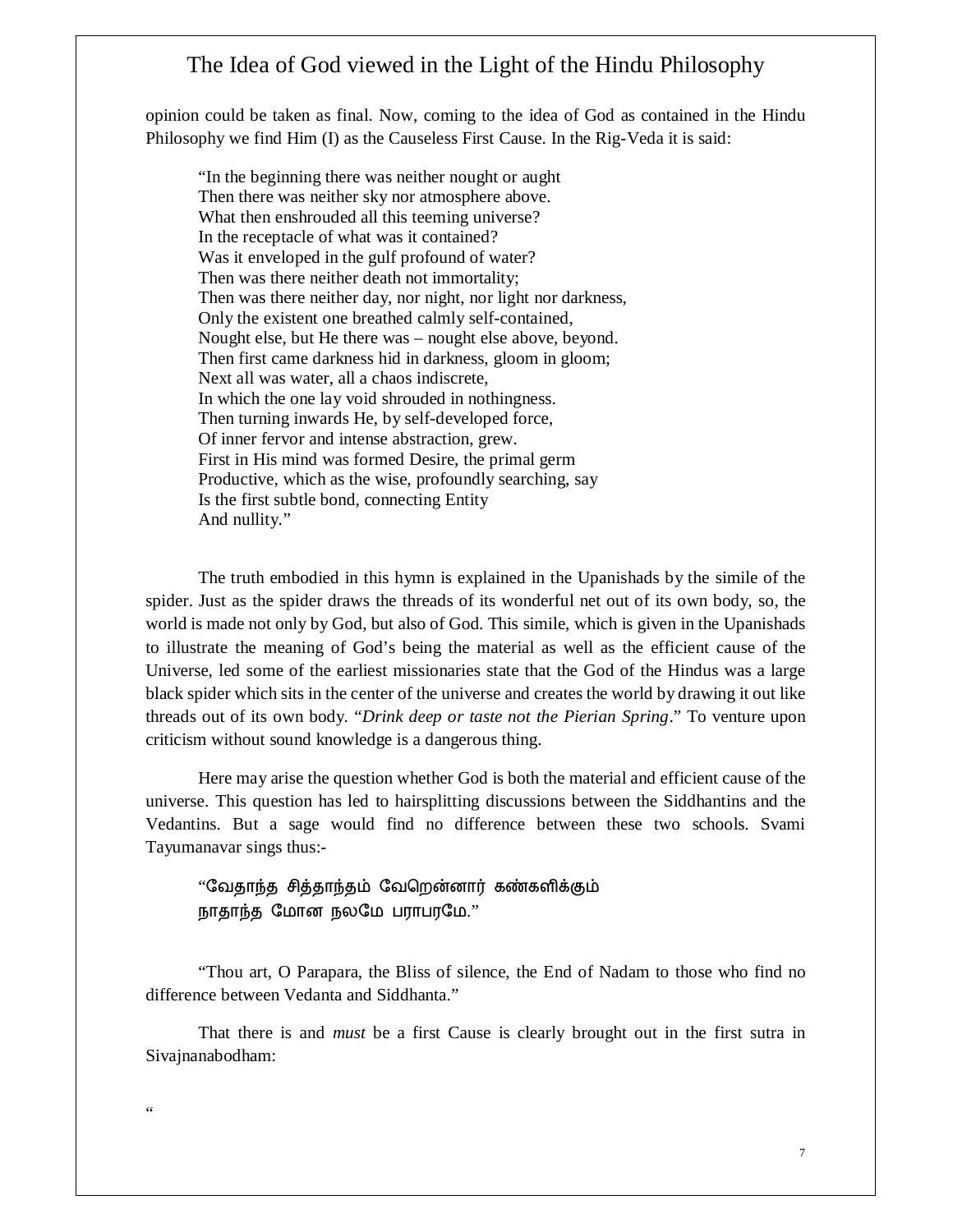opinion could be taken as final. Now, coming to the idea of God as contained in the Hindu Philosophy we find Him (I) as the Causeless First Cause. In the Rig-Veda it is said:

> "In the beginning there was neither nought or aught
> Then there was neither sky nor atmosphere above.
> What then enshrouded all this teeming universe?
> In the receptacle of what was it contained?
> Was it enveloped in the gulf profound of water?
> Then was there neither death not immortality;
> Then was there neither day, nor night, nor light nor darkness,
> Only the existent one breathed calmly self-contained,
> Nought else, but He there was – nought else above, beyond.
> Then first came darkness hid in darkness, gloom in gloom;
> Next all was water, all a chaos indiscrete,
> In which the one lay void shrouded in nothingness.
> Then turning inwards He, by self-developed force,
> Of inner fervor and intense abstraction, grew.
> First in His mind was formed Desire, the primal germ
> Productive, which as the wise, profoundly searching, say
> Is the first subtle bond, connecting Entity
> And nullity."

The truth embodied in this hymn is explained in the Upanishads by the simile of the spider. Just as the spider draws the threads of its wonderful net out of its own body, so, the world is made not only by God, but also of God. This simile, which is given in the Upanishads to illustrate the meaning of God's being the material as well as the efficient cause of the Universe, led some of the earliest missionaries state that the God of the Hindus was a large black spider which sits in the center of the universe and creates the world by drawing it out like threads out of its own body. "*Drink deep or taste not the Pierian Spring*." To venture upon criticism without sound knowledge is a dangerous thing.

Here may arise the question whether God is both the material and efficient cause of the universe. This question has led to hairsplitting discussions between the Siddhantins and the Vedantins. But a sage would find no difference between these two schools. Svami Tayumanavar sings thus:-

> "வேதாந்த சித்தாந்தம் வேறென்னார் கண்களிக்கும்
> நாதாந்த மோன நலமே பராபரமே."

"Thou art, O Parapara, the Bliss of silence, the End of Nadam to those who find no difference between Vedanta and Siddhanta."

That there is and *must* be a first Cause is clearly brought out in the first sutra in Sivajnanabodham:

"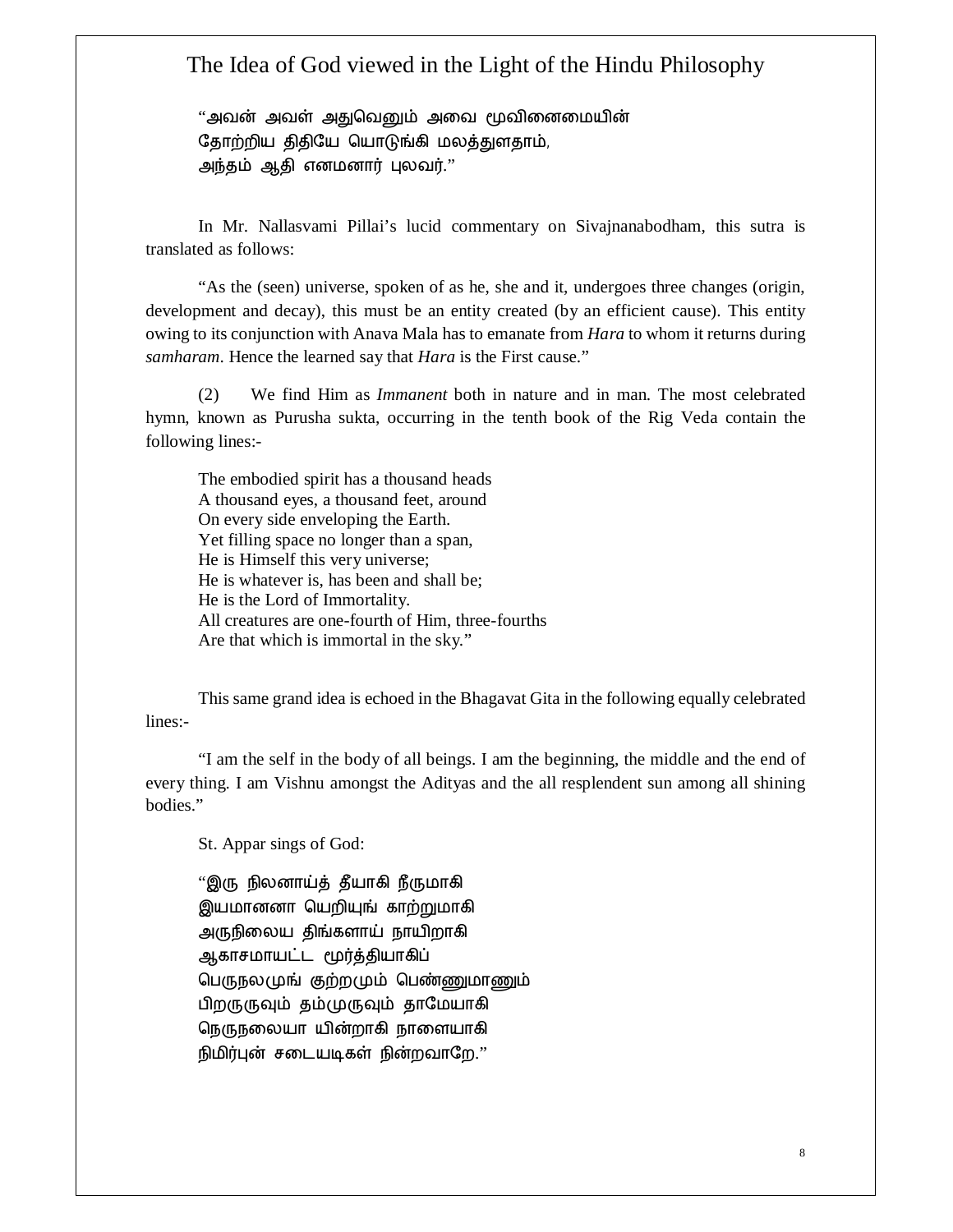“அவன் அவள் அதுவெனும் அவை மூவினைமையின்
தோற்றிய திதியே யொடுங்கி மலத்துளதாம்,
அந்தம் ஆதி எனமனார் புலவர்.”

In Mr. Nallasvami Pillai’s lucid commentary on Sivajnanabodham, this sutra is translated as follows:

“As the (seen) universe, spoken of as he, she and it, undergoes three changes (origin, development and decay), this must be an entity created (by an efficient cause). This entity owing to its conjunction with Anava Mala has to emanate from *Hara* to whom it returns during *samharam*. Hence the learned say that *Hara* is the First cause.”

(2) We find Him as *Immanent* both in nature and in man. The most celebrated hymn, known as Purusha sukta, occurring in the tenth book of the Rig Veda contain the following lines:-

The embodied spirit has a thousand heads
A thousand eyes, a thousand feet, around
On every side enveloping the Earth.
Yet filling space no longer than a span,
He is Himself this very universe;
He is whatever is, has been and shall be;
He is the Lord of Immortality.
All creatures are one-fourth of Him, three-fourths
Are that which is immortal in the sky.”

This same grand idea is echoed in the Bhagavat Gita in the following equally celebrated lines:-

“I am the self in the body of all beings. I am the beginning, the middle and the end of every thing. I am Vishnu amongst the Adityas and the all resplendent sun among all shining bodies.”

St. Appar sings of God:

“இரு நிலனாய்த் தீயாகி நீருமாகி
இயமானனா யெறியுங் காற்றுமாகி
அருநிலைய திங்களாய் நாயிறாகி
ஆகாசமாயட்ட மூர்த்தியாகிப்
பெருநலமுங் குற்றமும் பெண்ணுமாணும்
பிறருருவும் தம்முருவும் தாமேயாகி
நெருநலையா யின்றாகி நாளையாகி
நிமிர்புன் சடையடிகள் நின்றவாறே.”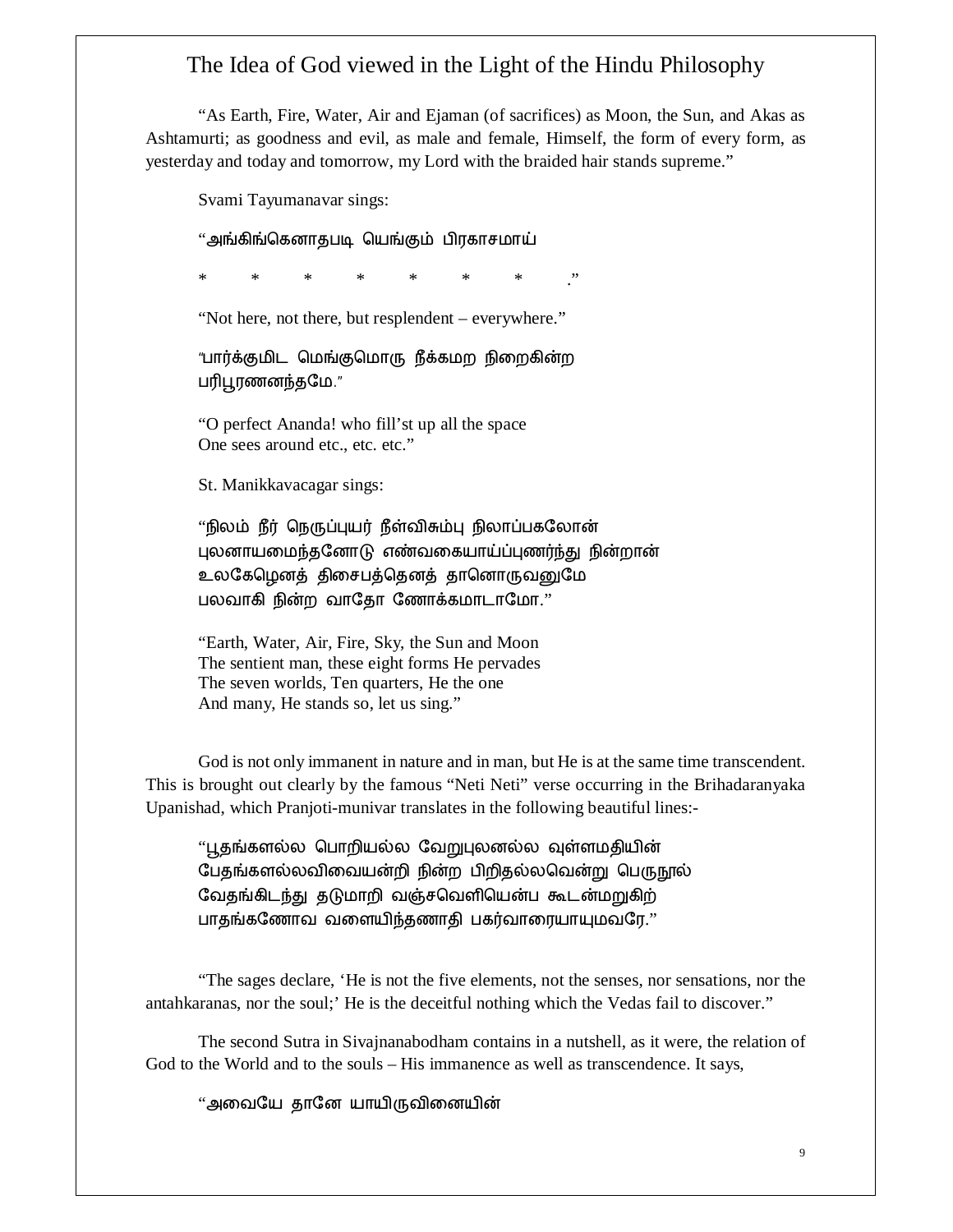"As Earth, Fire, Water, Air and Ejaman (of sacrifices) as Moon, the Sun, and Akas as Ashtamurti; as goodness and evil, as male and female, Himself, the form of every form, as yesterday and today and tomorrow, my Lord with the braided hair stands supreme."

Svami Tayumanavar sings:

"அங்கிங்கெனாதபடி யெங்கும் பிரகாசமாய்

\*  \*  \*  \*  \*  \*  \*  ."

"Not here, not there, but resplendent – everywhere."

"பார்க்குமிட மெங்குமொரு நீக்கமற நிறைகின்ற
பரிபூரணனந்தமே."

"O perfect Ananda! who fill'st up all the space
One sees around etc., etc. etc."

St. Manikkavacagar sings:

"நிலம் நீர் நெருப்புயர் நீள்விசும்பு நிலாப்பகலோன்
புலனாயமைந்தனோடு எண்வகையாய்ப்புணர்ந்து நின்றான்
உலகேழெனத் திசைபத்தெனத் தானொருவனுமே
பலவாகி நின்ற வாதோ ணோக்கமாடாமோ."

"Earth, Water, Air, Fire, Sky, the Sun and Moon
The sentient man, these eight forms He pervades
The seven worlds, Ten quarters, He the one
And many, He stands so, let us sing."

God is not only immanent in nature and in man, but He is at the same time transcendent. This is brought out clearly by the famous "Neti Neti" verse occurring in the Brihadaranyaka Upanishad, which Pranjoti-munivar translates in the following beautiful lines:-

"பூதங்களல்ல பொறியல்ல வேறுபுலனல்ல வுள்ளமதியின்
பேதங்களல்லவிவையன்றி நின்ற பிறிதல்லவென்று பெருநூல்
வேதங்கிடந்து தடுமாறி வஞ்சவெளியென்ப கூடன்மறுகிற்
பாதங்கணோவ வளையிந்தணாதி பகர்வாரையாயுமவரே."

"The sages declare, 'He is not the five elements, not the senses, nor sensations, nor the antahkaranas, nor the soul;' He is the deceitful nothing which the Vedas fail to discover."

The second Sutra in Sivajnanabodham contains in a nutshell, as it were, the relation of God to the World and to the souls – His immanence as well as transcendence. It says,

"அவையே தானே யாயிருவினையின்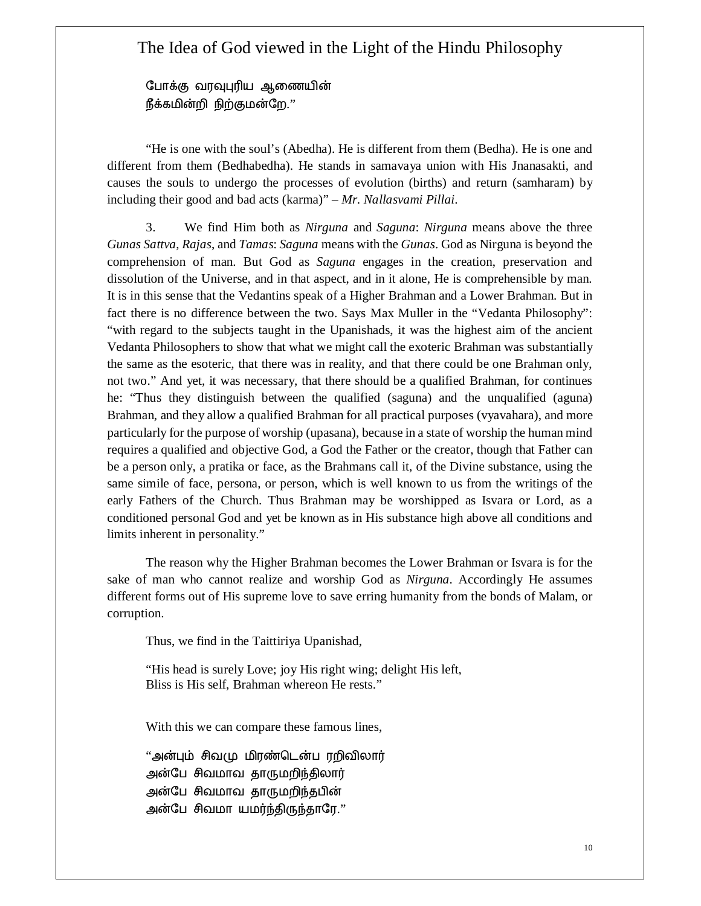போக்கு வரவுபுரிய ஆணையின்
நீக்கமின்றி நிற்குமன்றே."

"He is one with the soul's (Abedha). He is different from them (Bedha). He is one and different from them (Bedhabedha). He stands in samavaya union with His Jnanasakti, and causes the souls to undergo the processes of evolution (births) and return (samharam) by including their good and bad acts (karma)" – *Mr. Nallasvami Pillai*.

3. We find Him both as *Nirguna* and *Saguna*: *Nirguna* means above the three *Gunas Sattva, Rajas*, and *Tamas*: *Saguna* means with the *Gunas*. God as Nirguna is beyond the comprehension of man. But God as *Saguna* engages in the creation, preservation and dissolution of the Universe, and in that aspect, and in it alone, He is comprehensible by man. It is in this sense that the Vedantins speak of a Higher Brahman and a Lower Brahman. But in fact there is no difference between the two. Says Max Muller in the "Vedanta Philosophy": "with regard to the subjects taught in the Upanishads, it was the highest aim of the ancient Vedanta Philosophers to show that what we might call the exoteric Brahman was substantially the same as the esoteric, that there was in reality, and that there could be one Brahman only, not two." And yet, it was necessary, that there should be a qualified Brahman, for continues he: "Thus they distinguish between the qualified (saguna) and the unqualified (aguna) Brahman, and they allow a qualified Brahman for all practical purposes (vyavahara), and more particularly for the purpose of worship (upasana), because in a state of worship the human mind requires a qualified and objective God, a God the Father or the creator, though that Father can be a person only, a pratika or face, as the Brahmans call it, of the Divine substance, using the same simile of face, persona, or person, which is well known to us from the writings of the early Fathers of the Church. Thus Brahman may be worshipped as Isvara or Lord, as a conditioned personal God and yet be known as in His substance high above all conditions and limits inherent in personality."

The reason why the Higher Brahman becomes the Lower Brahman or Isvara is for the sake of man who cannot realize and worship God as *Nirguna*. Accordingly He assumes different forms out of His supreme love to save erring humanity from the bonds of Malam, or corruption.

Thus, we find in the Taittiriya Upanishad,

"His head is surely Love; joy His right wing; delight His left,
Bliss is His self, Brahman whereon He rests."

With this we can compare these famous lines,

"அன்பும் சிவமு மிரண்டென்ப ரறிவிலார்
அன்பே சிவமாவ தாருமறிந்திலார்
அன்பே சிவமாவ தாருமறிந்தபின்
அன்பே சிவமா யமர்ந்திருந்தாரே."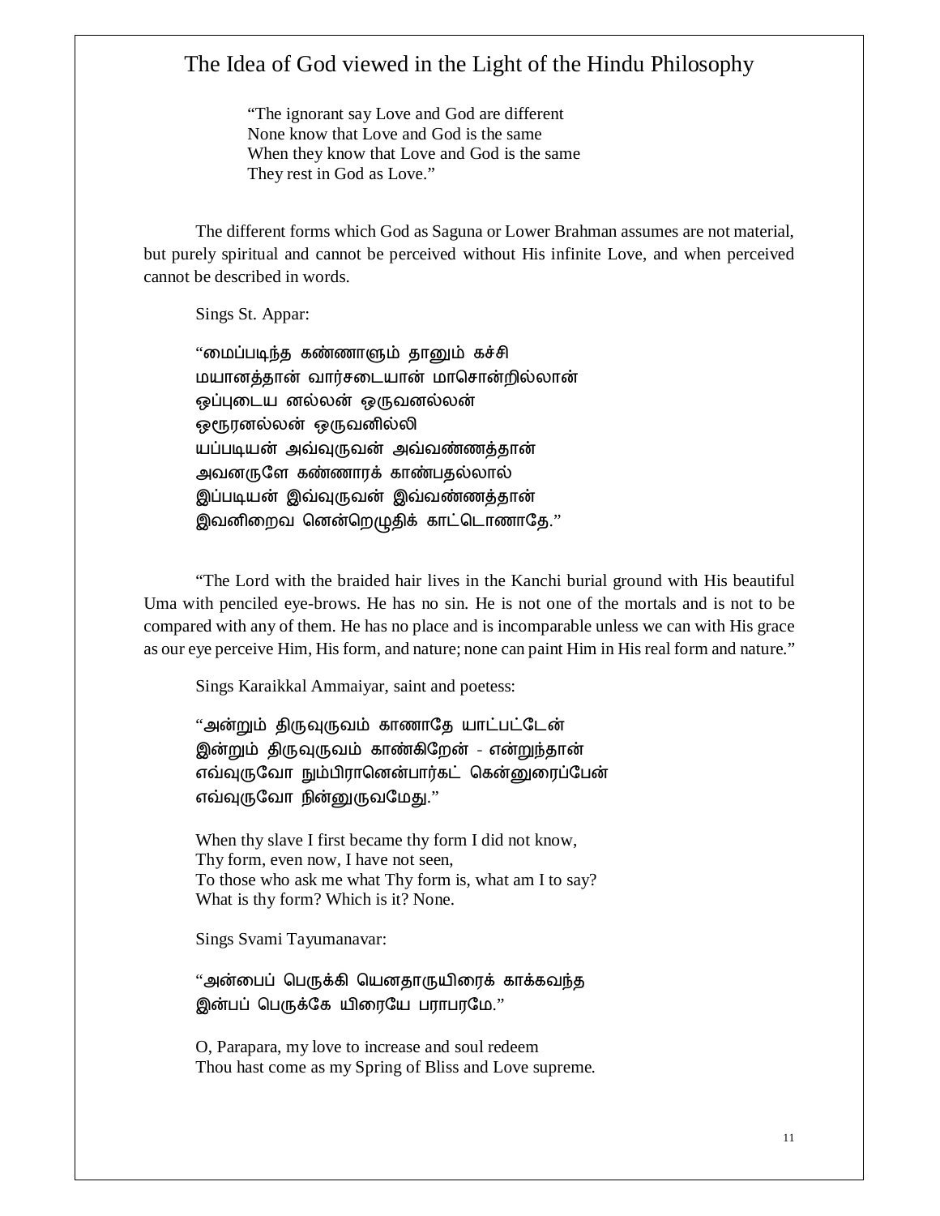# The Idea of God viewed in the Light of the Hindu Philosophy

"The ignorant say Love and God are different
None know that Love and God is the same
When they know that Love and God is the same
They rest in God as Love."

The different forms which God as Saguna or Lower Brahman assumes are not material, but purely spiritual and cannot be perceived without His infinite Love, and when perceived cannot be described in words.

Sings St. Appar:

"மைப்படிந்த கண்ணாளும் தானும் கச்சி
மயானத்தான் வார்சடையான் மாசொன்றில்லான்
ஒப்புடைய னல்லன் ஒருவனல்லன்
ஒரூரனல்லன் ஒருவனில்லி
யப்படியன் அவ்வுருவன் அவ்வண்ணத்தான்
அவனருளே கண்ணாரக் காண்பதல்லால்
இப்படியன் இவ்வுருவன் இவ்வண்ணத்தான்
இவனிறைவ னென்றெழுதிக் காட்டொணாதே."

"The Lord with the braided hair lives in the Kanchi burial ground with His beautiful Uma with penciled eye-brows. He has no sin. He is not one of the mortals and is not to be compared with any of them. He has no place and is incomparable unless we can with His grace as our eye perceive Him, His form, and nature; none can paint Him in His real form and nature."

Sings Karaikkal Ammaiyar, saint and poetess:

"அன்றும் திருவுருவம் காணாதே யாட்பட்டேன்
இன்றும் திருவுருவம் காண்கிறேன் - என்றுந்தான்
எவ்வுருவோ நும்பிரானென்பார்கட் கென்னுரைப்பேன்
எவ்வுருவோ நின்னுருவமேது."

When thy slave I first became thy form I did not know,
Thy form, even now, I have not seen,
To those who ask me what Thy form is, what am I to say?
What is thy form? Which is it? None.

Sings Svami Tayumanavar:

"அன்பைப் பெருக்கி யெனதாருயிரைக் காக்கவந்த
இன்பப் பெருக்கே யிரையே பராபரமே."

O, Parapara, my love to increase and soul redeem
Thou hast come as my Spring of Bliss and Love supreme.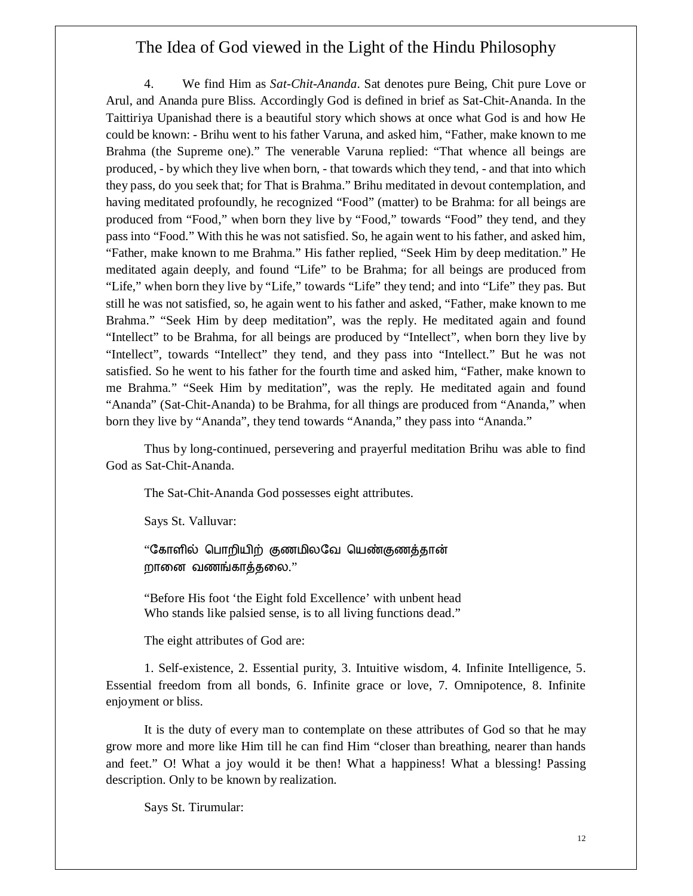4. We find Him as *Sat-Chit-Ananda*. Sat denotes pure Being, Chit pure Love or Arul, and Ananda pure Bliss. Accordingly God is defined in brief as Sat-Chit-Ananda. In the Taittiriya Upanishad there is a beautiful story which shows at once what God is and how He could be known: - Brihu went to his father Varuna, and asked him, "Father, make known to me Brahma (the Supreme one)." The venerable Varuna replied: "That whence all beings are produced, - by which they live when born, - that towards which they tend, - and that into which they pass, do you seek that; for That is Brahma." Brihu meditated in devout contemplation, and having meditated profoundly, he recognized "Food" (matter) to be Brahma: for all beings are produced from "Food," when born they live by "Food," towards "Food" they tend, and they pass into "Food." With this he was not satisfied. So, he again went to his father, and asked him, "Father, make known to me Brahma." His father replied, "Seek Him by deep meditation." He meditated again deeply, and found "Life" to be Brahma; for all beings are produced from "Life," when born they live by "Life," towards "Life" they tend; and into "Life" they pas. But still he was not satisfied, so, he again went to his father and asked, "Father, make known to me Brahma." "Seek Him by deep meditation", was the reply. He meditated again and found "Intellect" to be Brahma, for all beings are produced by "Intellect", when born they live by "Intellect", towards "Intellect" they tend, and they pass into "Intellect." But he was not satisfied. So he went to his father for the fourth time and asked him, "Father, make known to me Brahma." "Seek Him by meditation", was the reply. He meditated again and found "Ananda" (Sat-Chit-Ananda) to be Brahma, for all things are produced from "Ananda," when born they live by "Ananda", they tend towards "Ananda," they pass into "Ananda."

Thus by long-continued, persevering and prayerful meditation Brihu was able to find God as Sat-Chit-Ananda.

The Sat-Chit-Ananda God possesses eight attributes.

Says St. Valluvar:

"கோளில் பொறியிற் குணமிலவே யெண்குணத்தான்
றானை வணங்காத்தலை."

"Before His foot 'the Eight fold Excellence' with unbent head
Who stands like palsied sense, is to all living functions dead."

The eight attributes of God are:

1. Self-existence, 2. Essential purity, 3. Intuitive wisdom, 4. Infinite Intelligence, 5. Essential freedom from all bonds, 6. Infinite grace or love, 7. Omnipotence, 8. Infinite enjoyment or bliss.

It is the duty of every man to contemplate on these attributes of God so that he may grow more and more like Him till he can find Him "closer than breathing, nearer than hands and feet." O! What a joy would it be then! What a happiness! What a blessing! Passing description. Only to be known by realization.

Says St. Tirumular: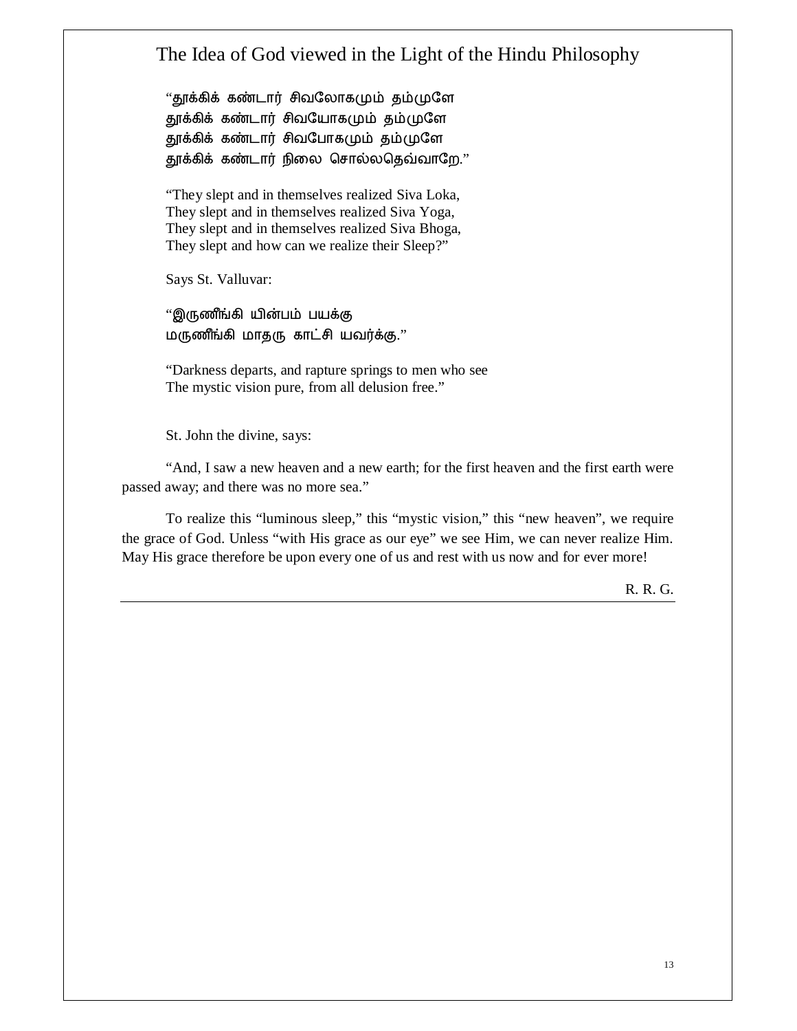“தூக்கிக் கண்டார் சிவலோகமும் தம்முளே
தூக்கிக் கண்டார் சிவயோகமும் தம்முளே
தூக்கிக் கண்டார் சிவபோகமும் தம்முளே
தூக்கிக் கண்டார் நிலை சொல்லதெவ்வாறே.”

“They slept and in themselves realized Siva Loka,
They slept and in themselves realized Siva Yoga,
They slept and in themselves realized Siva Bhoga,
They slept and how can we realize their Sleep?”

Says St. Valluvar:

“இருணீங்கி யின்பம் பயக்கு
மருணீங்கி மாதரு காட்சி யவர்க்கு.”

“Darkness departs, and rapture springs to men who see
The mystic vision pure, from all delusion free.”

St. John the divine, says:

“And, I saw a new heaven and a new earth; for the first heaven and the first earth were passed away; and there was no more sea.”

To realize this “luminous sleep,” this “mystic vision,” this “new heaven”, we require the grace of God. Unless “with His grace as our eye” we see Him, we can never realize Him. May His grace therefore be upon every one of us and rest with us now and for ever more!

R. R. G.